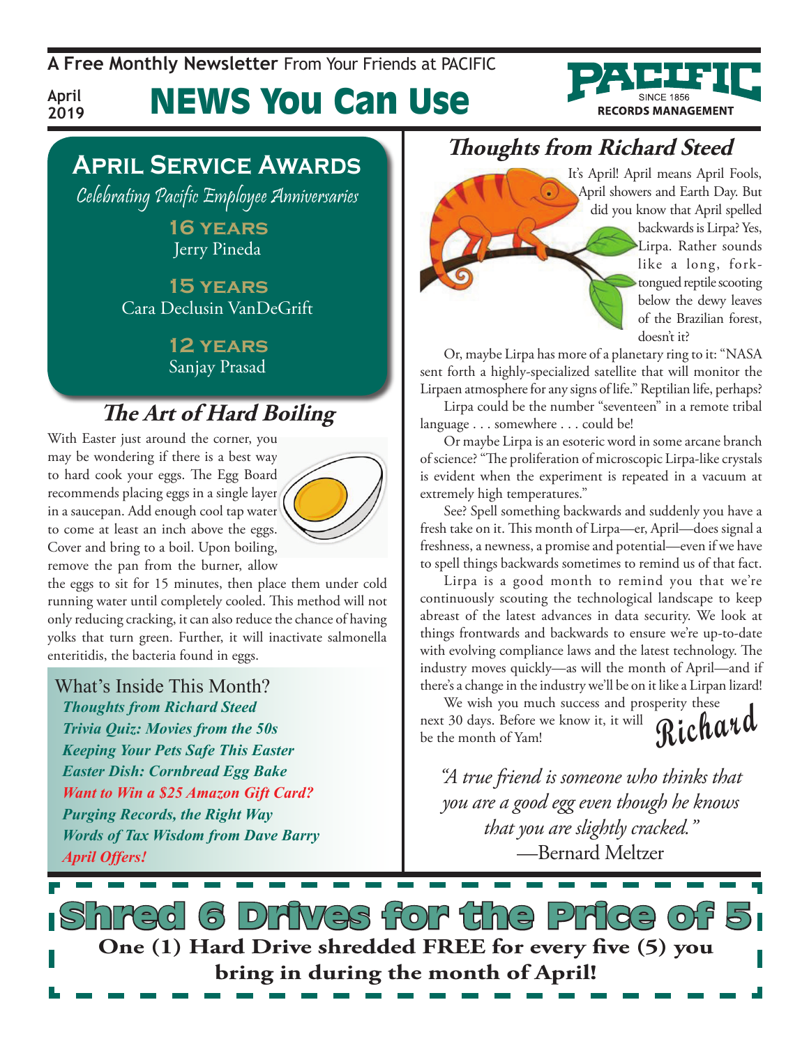A **Free Monthly Newsletter** From Your Friends at PACIFIC

**April 2019**

# NEWS You Can Use

PACIFIC SINCE 1856 RECORDS MANAGEMENT

## April Service Awards

*Celebrating Pacific Employee Anniversaries*

**16 years**
Jerry Pineda

**15 years**
Cara Declusin VanDeGrift

**12 years**
Sanjay Prasad

## The Art of Hard Boiling

With Easter just around the corner, you may be wondering if there is a best way to hard cook your eggs. The Egg Board recommends placing eggs in a single layer in a saucepan. Add enough cool tap water to come at least an inch above the eggs. Cover and bring to a boil. Upon boiling, remove the pan from the burner, allow the eggs to sit for 15 minutes, then place them under cold running water until completely cooled. This method will not only reducing cracking, it can also reduce the chance of having yolks that turn green. Further, it will inactivate salmonella enteritidis, the bacteria found in eggs.

### What's Inside This Month?

- *Thoughts from Richard Steed*
- *Trivia Quiz: Movies from the 50s*
- *Keeping Your Pets Safe This Easter*
- *Easter Dish: Cornbread Egg Bake*
- *Want to Win a $25 Amazon Gift Card?*
- *Purging Records, the Right Way*
- *Words of Tax Wisdom from Dave Barry*
- *April Offers!*

## Thoughts from Richard Steed

It's April! April means April Fools, April showers and Earth Day. But did you know that April spelled backwards is Lirpa? Yes, Lirpa. Rather sounds like a long, fork-tongued reptile scooting below the dewy leaves of the Brazilian forest, doesn't it?

Or, maybe Lirpa has more of a planetary ring to it: "NASA sent forth a highly-specialized satellite that will monitor the Lirpaen atmosphere for any signs of life." Reptilian life, perhaps?

Lirpa could be the number "seventeen" in a remote tribal language . . . somewhere . . . could be!

Or maybe Lirpa is an esoteric word in some arcane branch of science? "The proliferation of microscopic Lirpa-like crystals is evident when the experiment is repeated in a vacuum at extremely high temperatures."

See? Spell something backwards and suddenly you have a fresh take on it. This month of Lirpa—er, April—does signal a freshness, a newness, a promise and potential—even if we have to spell things backwards sometimes to remind us of that fact.

Lirpa is a good month to remind you that we're continuously scouting the technological landscape to keep abreast of the latest advances in data security. We look at things frontwards and backwards to ensure we're up-to-date with evolving compliance laws and the latest technology. The industry moves quickly—as will the month of April—and if there's a change in the industry we'll be on it like a Lirpan lizard!

We wish you much success and prosperity these next 30 days. Before we know it, it will be the month of Yam!

Richard

*"A true friend is someone who thinks that you are a good egg even though he knows that you are slightly cracked."*
—Bernard Meltzer

## Shred 6 Drives for the Price of 5

**One (1) Hard Drive shredded FREE for every five (5) you bring in during the month of April!**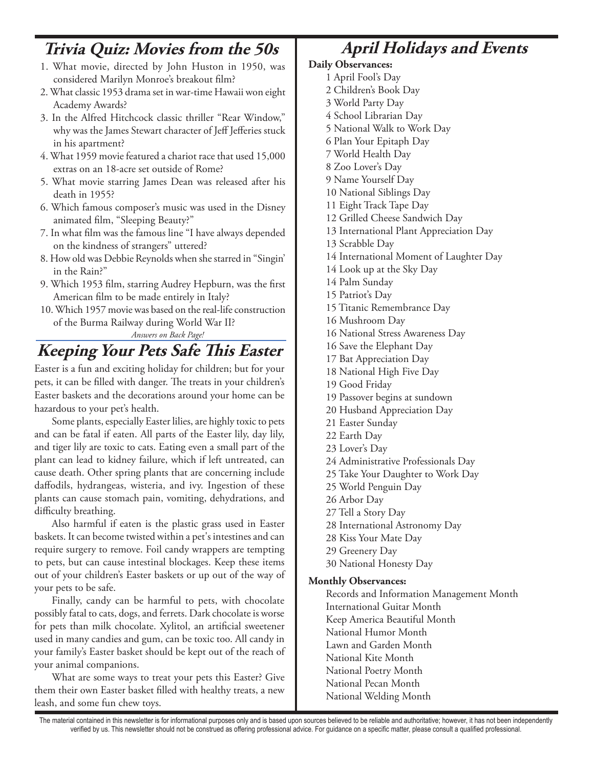## Trivia Quiz: Movies from the 50s

1. What movie, directed by John Huston in 1950, was considered Marilyn Monroe's breakout film?
2. What classic 1953 drama set in war-time Hawaii won eight Academy Awards?
3. In the Alfred Hitchcock classic thriller "Rear Window," why was the James Stewart character of Jeff Jefferies stuck in his apartment?
4. What 1959 movie featured a chariot race that used 15,000 extras on an 18-acre set outside of Rome?
5. What movie starring James Dean was released after his death in 1955?
6. Which famous composer's music was used in the Disney animated film, "Sleeping Beauty?"
7. In what film was the famous line "I have always depended on the kindness of strangers" uttered?
8. How old was Debbie Reynolds when she starred in "Singin' in the Rain?"
9. Which 1953 film, starring Audrey Hepburn, was the first American film to be made entirely in Italy?
10. Which 1957 movie was based on the real-life construction of the Burma Railway during World War II?

*Answers on Back Page!*

## Keeping Your Pets Safe This Easter

Easter is a fun and exciting holiday for children; but for your pets, it can be filled with danger. The treats in your children's Easter baskets and the decorations around your home can be hazardous to your pet's health.

Some plants, especially Easter lilies, are highly toxic to pets and can be fatal if eaten. All parts of the Easter lily, day lily, and tiger lily are toxic to cats. Eating even a small part of the plant can lead to kidney failure, which if left untreated, can cause death. Other spring plants that are concerning include daffodils, hydrangeas, wisteria, and ivy. Ingestion of these plants can cause stomach pain, vomiting, dehydrations, and difficulty breathing.

Also harmful if eaten is the plastic grass used in Easter baskets. It can become twisted within a pet's intestines and can require surgery to remove. Foil candy wrappers are tempting to pets, but can cause intestinal blockages. Keep these items out of your children's Easter baskets or up out of the way of your pets to be safe.

Finally, candy can be harmful to pets, with chocolate possibly fatal to cats, dogs, and ferrets. Dark chocolate is worse for pets than milk chocolate. Xylitol, an artificial sweetener used in many candies and gum, can be toxic too. All candy in your family's Easter basket should be kept out of the reach of your animal companions.

What are some ways to treat your pets this Easter? Give them their own Easter basket filled with healthy treats, a new leash, and some fun chew toys.

## April Holidays and Events

**Daily Observances:**

1 April Fool's Day
2 Children's Book Day
3 World Party Day
4 School Librarian Day
5 National Walk to Work Day
6 Plan Your Epitaph Day
7 World Health Day
8 Zoo Lover's Day
9 Name Yourself Day
10 National Siblings Day
11 Eight Track Tape Day
12 Grilled Cheese Sandwich Day
13 International Plant Appreciation Day
13 Scrabble Day
14 International Moment of Laughter Day
14 Look up at the Sky Day
14 Palm Sunday
15 Patriot's Day
15 Titanic Remembrance Day
16 Mushroom Day
16 National Stress Awareness Day
16 Save the Elephant Day
17 Bat Appreciation Day
18 National High Five Day
19 Good Friday
19 Passover begins at sundown
20 Husband Appreciation Day
21 Easter Sunday
22 Earth Day
23 Lover's Day
24 Administrative Professionals Day
25 Take Your Daughter to Work Day
25 World Penguin Day
26 Arbor Day
27 Tell a Story Day
28 International Astronomy Day
28 Kiss Your Mate Day
29 Greenery Day
30 National Honesty Day

**Monthly Observances:**

Records and Information Management Month
International Guitar Month
Keep America Beautiful Month
National Humor Month
Lawn and Garden Month
National Kite Month
National Poetry Month
National Pecan Month
National Welding Month

The material contained in this newsletter is for informational purposes only and is based upon sources believed to be reliable and authoritative; however, it has not been independently verified by us. This newsletter should not be construed as offering professional advice. For guidance on a specific matter, please consult a qualified professional.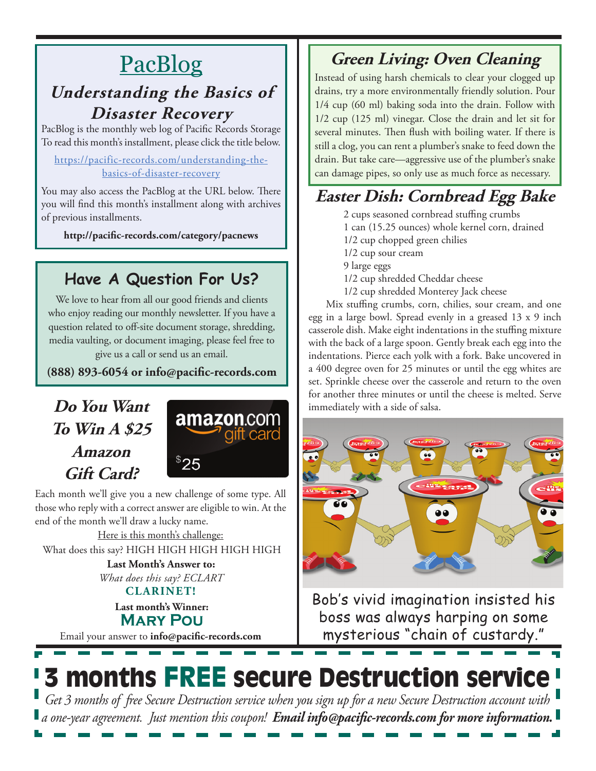# PacBlog

## *Understanding the Basics of Disaster Recovery*

PacBlog is the monthly web log of Pacific Records Storage To read this month's installment, please click the title below.

https://pacific-records.com/understanding-the-basics-of-disaster-recovery

You may also access the PacBlog at the URL below. There you will find this month's installment along with archives of previous installments.

**http://pacific-records.com/category/pacnews**

## Have A Question For Us?

We love to hear from all our good friends and clients who enjoy reading our monthly newsletter. If you have a question related to off-site document storage, shredding, media vaulting, or document imaging, please feel free to give us a call or send us an email.

**(888) 893-6054 or info@pacific-records.com**

## *Do You Want To Win A $25 Amazon Gift Card?*

amazon.com gift card $25

Each month we'll give you a new challenge of some type. All those who reply with a correct answer are eligible to win. At the end of the month we'll draw a lucky name.

Here is this month's challenge:

What does this say? HIGH HIGH HIGH HIGH HIGH

**Last Month's Answer to:**

*What does this say? ECLART*

**CLARINET!**

**Last month's Winner:**

**Mary Pou**

Email your answer to **info@pacific-records.com**

## *Green Living: Oven Cleaning*

Instead of using harsh chemicals to clear your clogged up drains, try a more environmentally friendly solution. Pour 1/4 cup (60 ml) baking soda into the drain. Follow with 1/2 cup (125 ml) vinegar. Close the drain and let sit for several minutes. Then flush with boiling water. If there is still a clog, you can rent a plumber's snake to feed down the drain. But take care—aggressive use of the plumber's snake can damage pipes, so only use as much force as necessary.

## *Easter Dish: Cornbread Egg Bake*

- 2 cups seasoned cornbread stuffing crumbs
- 1 can (15.25 ounces) whole kernel corn, drained
- 1/2 cup chopped green chilies
- 1/2 cup sour cream
- 9 large eggs
- 1/2 cup shredded Cheddar cheese
- 1/2 cup shredded Monterey Jack cheese

Mix stuffing crumbs, corn, chilies, sour cream, and one egg in a large bowl. Spread evenly in a greased 13 x 9 inch casserole dish. Make eight indentations in the stuffing mixture with the back of a large spoon. Gently break each egg into the indentations. Pierce each yolk with a fork. Bake uncovered in a 400 degree oven for 25 minutes or until the egg whites are set. Sprinkle cheese over the casserole and return to the oven for another three minutes or until the cheese is melted. Serve immediately with a side of salsa.

Bob's vivid imagination insisted his boss was always harping on some mysterious "chain of custardy."

# 3 months FREE secure Destruction service

*Get 3 months of free Secure Destruction service when you sign up for a new Secure Destruction account with a one-year agreement. Just mention this coupon!* ***Email info@pacific-records.com for more information.***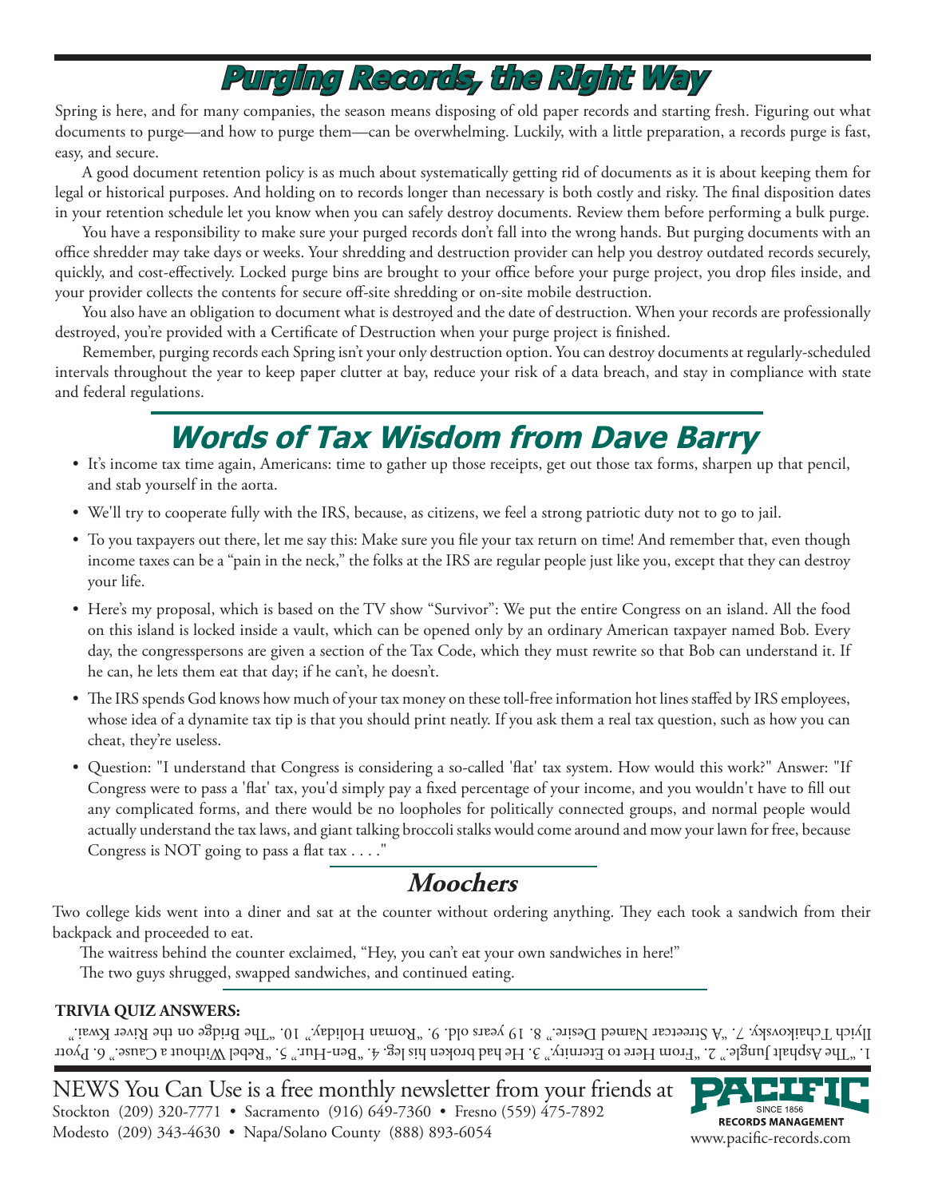# Purging Records, the Right Way

Spring is here, and for many companies, the season means disposing of old paper records and starting fresh. Figuring out what documents to purge—and how to purge them—can be overwhelming. Luckily, with a little preparation, a records purge is fast, easy, and secure.

A good document retention policy is as much about systematically getting rid of documents as it is about keeping them for legal or historical purposes. And holding on to records longer than necessary is both costly and risky. The final disposition dates in your retention schedule let you know when you can safely destroy documents. Review them before performing a bulk purge.

You have a responsibility to make sure your purged records don't fall into the wrong hands. But purging documents with an office shredder may take days or weeks. Your shredding and destruction provider can help you destroy outdated records securely, quickly, and cost-effectively. Locked purge bins are brought to your office before your purge project, you drop files inside, and your provider collects the contents for secure off-site shredding or on-site mobile destruction.

You also have an obligation to document what is destroyed and the date of destruction. When your records are professionally destroyed, you're provided with a Certificate of Destruction when your purge project is finished.

Remember, purging records each Spring isn't your only destruction option. You can destroy documents at regularly-scheduled intervals throughout the year to keep paper clutter at bay, reduce your risk of a data breach, and stay in compliance with state and federal regulations.

# Words of Tax Wisdom from Dave Barry

- It's income tax time again, Americans: time to gather up those receipts, get out those tax forms, sharpen up that pencil, and stab yourself in the aorta.
- We'll try to cooperate fully with the IRS, because, as citizens, we feel a strong patriotic duty not to go to jail.
- To you taxpayers out there, let me say this: Make sure you file your tax return on time! And remember that, even though income taxes can be a "pain in the neck," the folks at the IRS are regular people just like you, except that they can destroy your life.
- Here's my proposal, which is based on the TV show "Survivor": We put the entire Congress on an island. All the food on this island is locked inside a vault, which can be opened only by an ordinary American taxpayer named Bob. Every day, the congresspersons are given a section of the Tax Code, which they must rewrite so that Bob can understand it. If he can, he lets them eat that day; if he can't, he doesn't.
- The IRS spends God knows how much of your tax money on these toll-free information hot lines staffed by IRS employees, whose idea of a dynamite tax tip is that you should print neatly. If you ask them a real tax question, such as how you can cheat, they're useless.
- Question: "I understand that Congress is considering a so-called 'flat' tax system. How would this work?" Answer: "If Congress were to pass a 'flat' tax, you'd simply pay a fixed percentage of your income, and you wouldn't have to fill out any complicated forms, and there would be no loopholes for politically connected groups, and normal people would actually understand the tax laws, and giant talking broccoli stalks would come around and mow your lawn for free, because Congress is NOT going to pass a flat tax . . . ."

## *Moochers*

Two college kids went into a diner and sat at the counter without ordering anything. They each took a sandwich from their backpack and proceeded to eat.

The waitress behind the counter exclaimed, "Hey, you can't eat your own sandwiches in here!"

The two guys shrugged, swapped sandwiches, and continued eating.

**TRIVIA QUIZ ANSWERS:**

1. "The Asphalt Jungle." 2. "From Here to Eternity." 3. He had broken his leg. 4. "Ben-Hur." 5. "Rebel Without a Cause." 6. Pyotr Ilyich Tchaikovsky. 7. "A Streetcar Named Desire." 8. 19 years old. 9. "Roman Holiday." 10. "The Bridge on the River Kwai."

NEWS You Can Use is a free monthly newsletter from your friends at

Stockton (209) 320-7771 • Sacramento (916) 649-7360 • Fresno (559) 475-7892
Modesto (209) 343-4630 • Napa/Solano County (888) 893-6054

PACIFIC
SINCE 1856
RECORDS MANAGEMENT
www.pacific-records.com